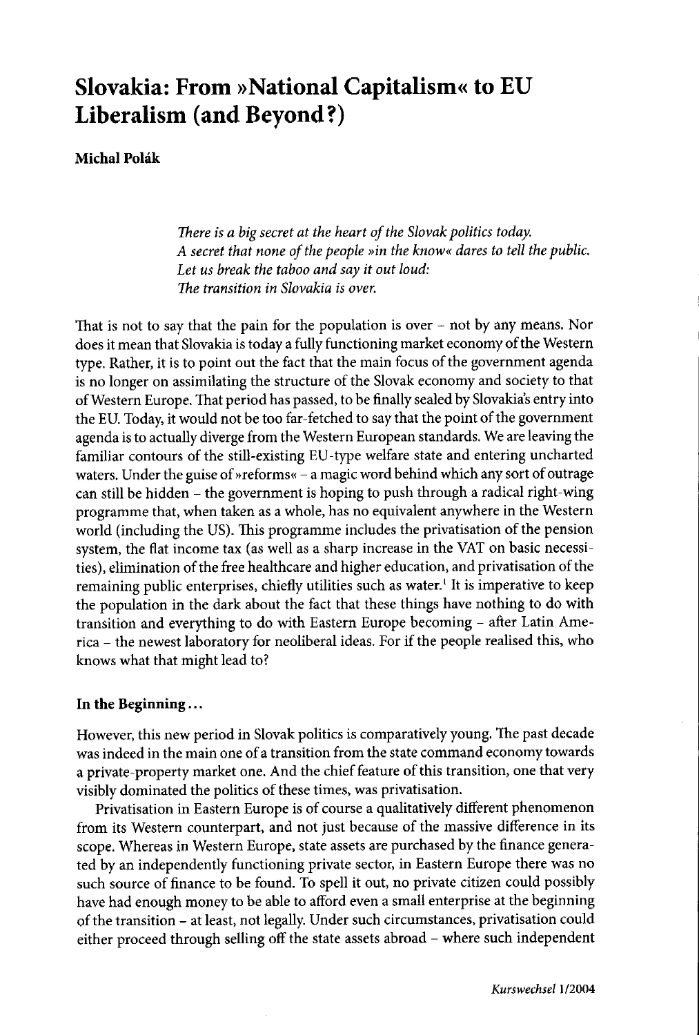# Slovakia: From »National Capitalism« to EU Liberalism (and Beyond?)

**Michal Polák**

> *There is a big secret at the heart of the Slovak politics today.*
> *A secret that none of the people »in the know« dares to tell the public.*
> *Let us break the taboo and say it out loud:*
> *The transition in Slovakia is over.*

That is not to say that the pain for the population is over – not by any means. Nor does it mean that Slovakia is today a fully functioning market economy of the Western type. Rather, it is to point out the fact that the main focus of the government agenda is no longer on assimilating the structure of the Slovak economy and society to that of Western Europe. That period has passed, to be finally sealed by Slovakia's entry into the EU. Today, it would not be too far-fetched to say that the point of the government agenda is to actually diverge from the Western European standards. We are leaving the familiar contours of the still-existing EU-type welfare state and entering uncharted waters. Under the guise of »reforms« – a magic word behind which any sort of outrage can still be hidden – the government is hoping to push through a radical right-wing programme that, when taken as a whole, has no equivalent anywhere in the Western world (including the US). This programme includes the privatisation of the pension system, the flat income tax (as well as a sharp increase in the VAT on basic necessities), elimination of the free healthcare and higher education, and privatisation of the remaining public enterprises, chiefly utilities such as water.[1] It is imperative to keep the population in the dark about the fact that these things have nothing to do with transition and everything to do with Eastern Europe becoming – after Latin America – the newest laboratory for neoliberal ideas. For if the people realised this, who knows what that might lead to?

### In the Beginning...

However, this new period in Slovak politics is comparatively young. The past decade was indeed in the main one of a transition from the state command economy towards a private-property market one. And the chief feature of this transition, one that very visibly dominated the politics of these times, was privatisation.

Privatisation in Eastern Europe is of course a qualitatively different phenomenon from its Western counterpart, and not just because of the massive difference in its scope. Whereas in Western Europe, state assets are purchased by the finance generated by an independently functioning private sector, in Eastern Europe there was no such source of finance to be found. To spell it out, no private citizen could possibly have had enough money to be able to afford even a small enterprise at the beginning of the transition – at least, not legally. Under such circumstances, privatisation could either proceed through selling off the state assets abroad – where such independent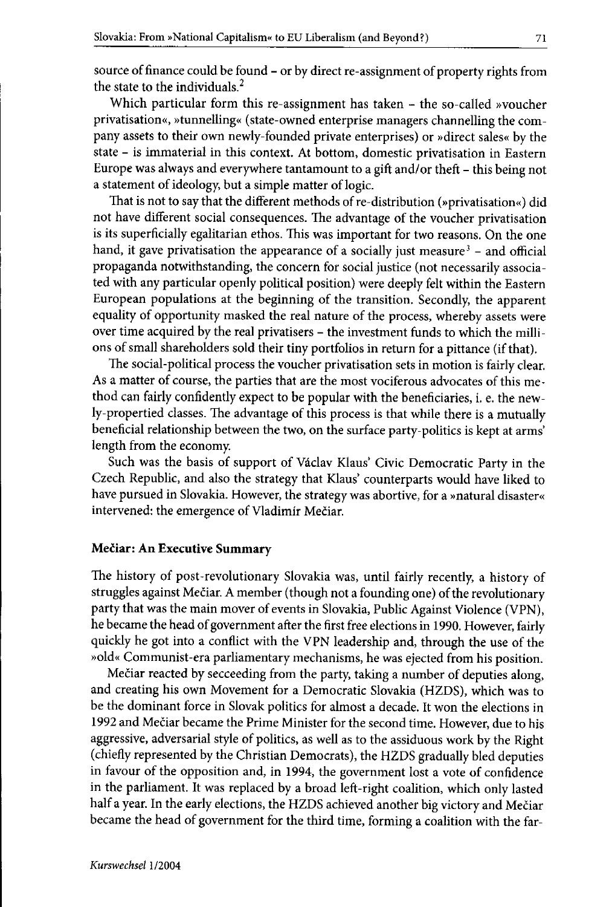source of finance could be found – or by direct re-assignment of property rights from the state to the individuals.[2]

Which particular form this re-assignment has taken – the so-called »voucher privatisation«, »tunnelling« (state-owned enterprise managers channelling the company assets to their own newly-founded private enterprises) or »direct sales« by the state – is immaterial in this context. At bottom, domestic privatisation in Eastern Europe was always and everywhere tantamount to a gift and/or theft – this being not a statement of ideology, but a simple matter of logic.

That is not to say that the different methods of re-distribution (»privatisation«) did not have different social consequences. The advantage of the voucher privatisation is its superficially egalitarian ethos. This was important for two reasons. On the one hand, it gave privatisation the appearance of a socially just measure[3] – and official propaganda notwithstanding, the concern for social justice (not necessarily associated with any particular openly political position) were deeply felt within the Eastern European populations at the beginning of the transition. Secondly, the apparent equality of opportunity masked the real nature of the process, whereby assets were over time acquired by the real privatisers – the investment funds to which the millions of small shareholders sold their tiny portfolios in return for a pittance (if that).

The social-political process the voucher privatisation sets in motion is fairly clear. As a matter of course, the parties that are the most vociferous advocates of this method can fairly confidently expect to be popular with the beneficiaries, i. e. the newly-propertied classes. The advantage of this process is that while there is a mutually beneficial relationship between the two, on the surface party-politics is kept at arms' length from the economy.

Such was the basis of support of Václav Klaus' Civic Democratic Party in the Czech Republic, and also the strategy that Klaus' counterparts would have liked to have pursued in Slovakia. However, the strategy was abortive, for a »natural disaster« intervened: the emergence of Vladimír Mečiar.

## Mečiar: An Executive Summary

The history of post-revolutionary Slovakia was, until fairly recently, a history of struggles against Mečiar. A member (though not a founding one) of the revolutionary party that was the main mover of events in Slovakia, Public Against Violence (VPN), he became the head of government after the first free elections in 1990. However, fairly quickly he got into a conflict with the VPN leadership and, through the use of the »old« Communist-era parliamentary mechanisms, he was ejected from his position.

Mečiar reacted by secceeding from the party, taking a number of deputies along, and creating his own Movement for a Democratic Slovakia (HZDS), which was to be the dominant force in Slovak politics for almost a decade. It won the elections in 1992 and Mečiar became the Prime Minister for the second time. However, due to his aggressive, adversarial style of politics, as well as to the assiduous work by the Right (chiefly represented by the Christian Democrats), the HZDS gradually bled deputies in favour of the opposition and, in 1994, the government lost a vote of confidence in the parliament. It was replaced by a broad left-right coalition, which only lasted half a year. In the early elections, the HZDS achieved another big victory and Mečiar became the head of government for the third time, forming a coalition with the far-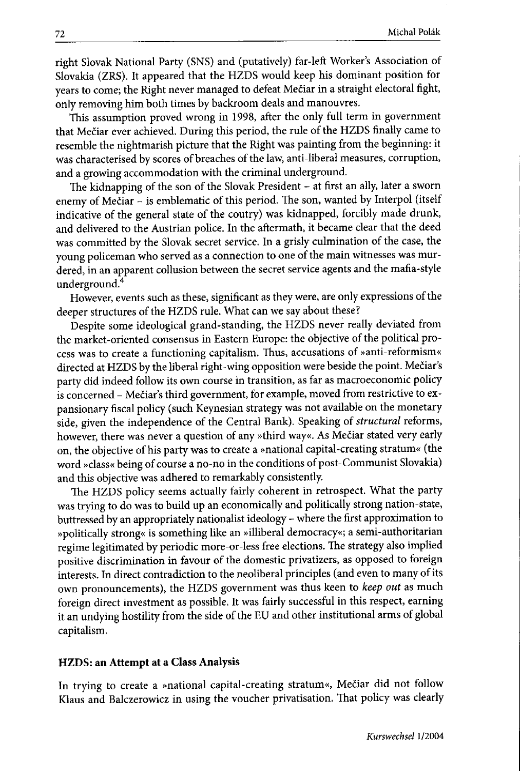right Slovak National Party (SNS) and (putatively) far-left Worker's Association of Slovakia (ZRS). It appeared that the HZDS would keep his dominant position for years to come; the Right never managed to defeat Mečiar in a straight electoral fight, only removing him both times by backroom deals and manouvres.

This assumption proved wrong in 1998, after the only full term in government that Mečiar ever achieved. During this period, the rule of the HZDS finally came to resemble the nightmarish picture that the Right was painting from the beginning: it was characterised by scores of breaches of the law, anti-liberal measures, corruption, and a growing accommodation with the criminal underground.

The kidnapping of the son of the Slovak President – at first an ally, later a sworn enemy of Mečiar – is emblematic of this period. The son, wanted by Interpol (itself indicative of the general state of the coutry) was kidnapped, forcibly made drunk, and delivered to the Austrian police. In the aftermath, it became clear that the deed was committed by the Slovak secret service. In a grisly culmination of the case, the young policeman who served as a connection to one of the main witnesses was murdered, in an apparent collusion between the secret service agents and the mafia-style underground.[4]

However, events such as these, significant as they were, are only expressions of the deeper structures of the HZDS rule. What can we say about these?

Despite some ideological grand-standing, the HZDS never really deviated from the market-oriented consensus in Eastern Europe: the objective of the political process was to create a functioning capitalism. Thus, accusations of »anti-reformism« directed at HZDS by the liberal right-wing opposition were beside the point. Mečiar's party did indeed follow its own course in transition, as far as macroeconomic policy is concerned – Mečiar's third government, for example, moved from restrictive to expansionary fiscal policy (such Keynesian strategy was not available on the monetary side, given the independence of the Central Bank). Speaking of *structural* reforms, however, there was never a question of any »third way«. As Mečiar stated very early on, the objective of his party was to create a »national capital-creating stratum« (the word »class« being of course a no-no in the conditions of post-Communist Slovakia) and this objective was adhered to remarkably consistently.

The HZDS policy seems actually fairly coherent in retrospect. What the party was trying to do was to build up an economically and politically strong nation-state, buttressed by an appropriately nationalist ideology – where the first approximation to »politically strong« is something like an »illiberal democracy«; a semi-authoritarian regime legitimated by periodic more-or-less free elections. The strategy also implied positive discrimination in favour of the domestic privatizers, as opposed to foreign interests. In direct contradiction to the neoliberal principles (and even to many of its own pronouncements), the HZDS government was thus keen to *keep out* as much foreign direct investment as possible. It was fairly successful in this respect, earning it an undying hostility from the side of the EU and other institutional arms of global capitalism.

## HZDS: an Attempt at a Class Analysis

In trying to create a »national capital-creating stratum«, Mečiar did not follow Klaus and Balczerowicz in using the voucher privatisation. That policy was clearly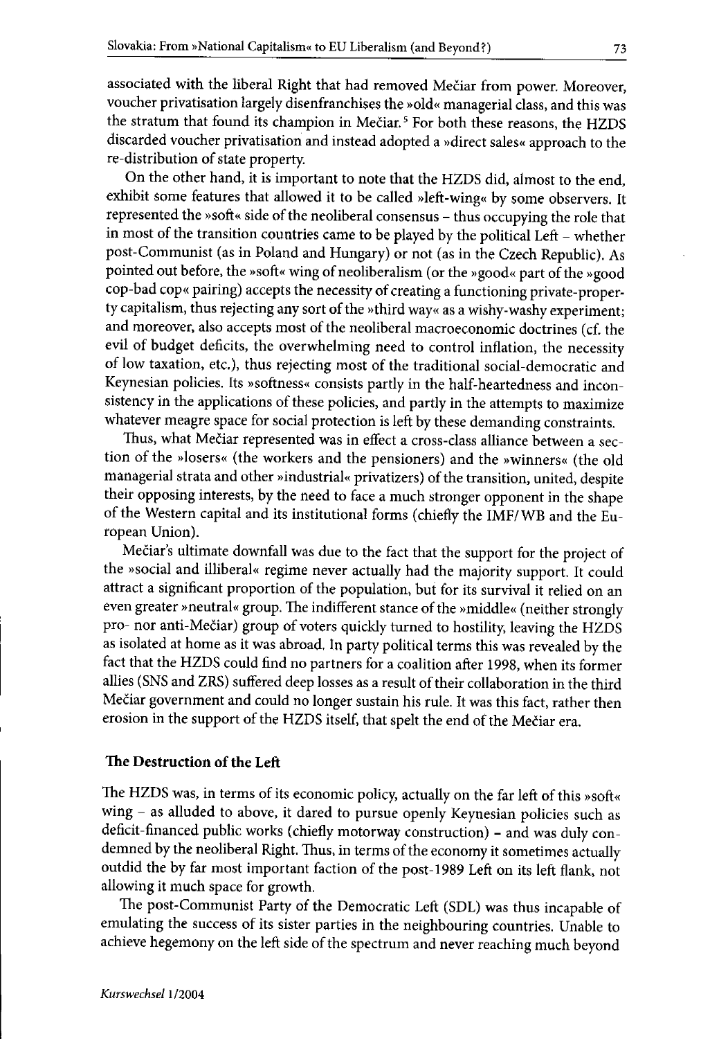associated with the liberal Right that had removed Mečiar from power. Moreover, voucher privatisation largely disenfranchises the »old« managerial class, and this was the stratum that found its champion in Mečiar.[5] For both these reasons, the HZDS discarded voucher privatisation and instead adopted a »direct sales« approach to the re-distribution of state property.

On the other hand, it is important to note that the HZDS did, almost to the end, exhibit some features that allowed it to be called »left-wing« by some observers. It represented the »soft« side of the neoliberal consensus – thus occupying the role that in most of the transition countries came to be played by the political Left – whether post-Communist (as in Poland and Hungary) or not (as in the Czech Republic). As pointed out before, the »soft« wing of neoliberalism (or the »good« part of the »good cop-bad cop« pairing) accepts the necessity of creating a functioning private-property capitalism, thus rejecting any sort of the »third way« as a wishy-washy experiment; and moreover, also accepts most of the neoliberal macroeconomic doctrines (cf. the evil of budget deficits, the overwhelming need to control inflation, the necessity of low taxation, etc.), thus rejecting most of the traditional social-democratic and Keynesian policies. Its »softness« consists partly in the half-heartedness and inconsistency in the applications of these policies, and partly in the attempts to maximize whatever meagre space for social protection is left by these demanding constraints.

Thus, what Mečiar represented was in effect a cross-class alliance between a section of the »losers« (the workers and the pensioners) and the »winners« (the old managerial strata and other »industrial« privatizers) of the transition, united, despite their opposing interests, by the need to face a much stronger opponent in the shape of the Western capital and its institutional forms (chiefly the IMF/WB and the European Union).

Mečiar's ultimate downfall was due to the fact that the support for the project of the »social and illiberal« regime never actually had the majority support. It could attract a significant proportion of the population, but for its survival it relied on an even greater »neutral« group. The indifferent stance of the »middle« (neither strongly pro- nor anti-Mečiar) group of voters quickly turned to hostility, leaving the HZDS as isolated at home as it was abroad. In party political terms this was revealed by the fact that the HZDS could find no partners for a coalition after 1998, when its former allies (SNS and ZRS) suffered deep losses as a result of their collaboration in the third Mečiar government and could no longer sustain his rule. It was this fact, rather then erosion in the support of the HZDS itself, that spelt the end of the Mečiar era.

## The Destruction of the Left

The HZDS was, in terms of its economic policy, actually on the far left of this »soft« wing – as alluded to above, it dared to pursue openly Keynesian policies such as deficit-financed public works (chiefly motorway construction) – and was duly condemned by the neoliberal Right. Thus, in terms of the economy it sometimes actually outdid the by far most important faction of the post-1989 Left on its left flank, not allowing it much space for growth.

The post-Communist Party of the Democratic Left (SDL) was thus incapable of emulating the success of its sister parties in the neighbouring countries. Unable to achieve hegemony on the left side of the spectrum and never reaching much beyond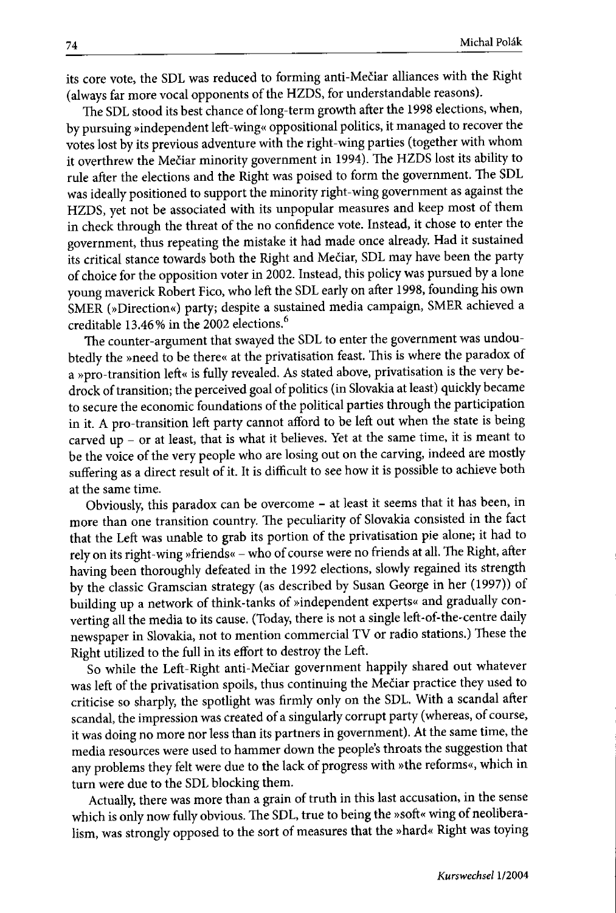its core vote, the SDL was reduced to forming anti-Mečiar alliances with the Right (always far more vocal opponents of the HZDS, for understandable reasons).

The SDL stood its best chance of long-term growth after the 1998 elections, when, by pursuing »independent left-wing« oppositional politics, it managed to recover the votes lost by its previous adventure with the right-wing parties (together with whom it overthrew the Mečiar minority government in 1994). The HZDS lost its ability to rule after the elections and the Right was poised to form the government. The SDL was ideally positioned to support the minority right-wing government as against the HZDS, yet not be associated with its unpopular measures and keep most of them in check through the threat of the no confidence vote. Instead, it chose to enter the government, thus repeating the mistake it had made once already. Had it sustained its critical stance towards both the Right and Mečiar, SDL may have been the party of choice for the opposition voter in 2002. Instead, this policy was pursued by a lone young maverick Robert Fico, who left the SDL early on after 1998, founding his own SMER (»Direction«) party; despite a sustained media campaign, SMER achieved a creditable 13.46% in the 2002 elections.[6]

The counter-argument that swayed the SDL to enter the government was undoubtedly the »need to be there« at the privatisation feast. This is where the paradox of a »pro-transition left« is fully revealed. As stated above, privatisation is the very bedrock of transition; the perceived goal of politics (in Slovakia at least) quickly became to secure the economic foundations of the political parties through the participation in it. A pro-transition left party cannot afford to be left out when the state is being carved up – or at least, that is what it believes. Yet at the same time, it is meant to be the voice of the very people who are losing out on the carving, indeed are mostly suffering as a direct result of it. It is difficult to see how it is possible to achieve both at the same time.

Obviously, this paradox can be overcome – at least it seems that it has been, in more than one transition country. The peculiarity of Slovakia consisted in the fact that the Left was unable to grab its portion of the privatisation pie alone; it had to rely on its right-wing »friends« – who of course were no friends at all. The Right, after having been thoroughly defeated in the 1992 elections, slowly regained its strength by the classic Gramscian strategy (as described by Susan George in her (1997)) of building up a network of think-tanks of »independent experts« and gradually converting all the media to its cause. (Today, there is not a single left-of-the-centre daily newspaper in Slovakia, not to mention commercial TV or radio stations.) These the Right utilized to the full in its effort to destroy the Left.

So while the Left-Right anti-Mečiar government happily shared out whatever was left of the privatisation spoils, thus continuing the Mečiar practice they used to criticise so sharply, the spotlight was firmly only on the SDL. With a scandal after scandal, the impression was created of a singularly corrupt party (whereas, of course, it was doing no more nor less than its partners in government). At the same time, the media resources were used to hammer down the people's throats the suggestion that any problems they felt were due to the lack of progress with »the reforms«, which in turn were due to the SDL blocking them.

Actually, there was more than a grain of truth in this last accusation, in the sense which is only now fully obvious. The SDL, true to being the »soft« wing of neoliberalism, was strongly opposed to the sort of measures that the »hard« Right was toying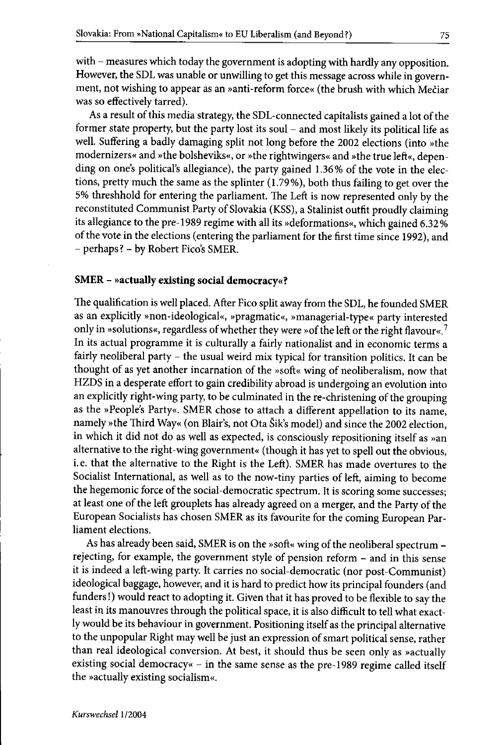with – measures which today the government is adopting with hardly any opposition. However, the SDL was unable or unwilling to get this message across while in government, not wishing to appear as an »anti-reform force« (the brush with which Mečiar was so effectively tarred).

As a result of this media strategy, the SDL-connected capitalists gained a lot of the former state property, but the party lost its soul – and most likely its political life as well. Suffering a badly damaging split not long before the 2002 elections (into »the modernizers« and »the bolsheviks«, or »the rightwingers« and »the true left«, depending on one's political's allegiance), the party gained 1.36% of the vote in the elections, pretty much the same as the splinter (1.79%), both thus failing to get over the 5% threshhold for entering the parliament. The Left is now represented only by the reconstituted Communist Party of Slovakia (KSS), a Stalinist outfit proudly claiming its allegiance to the pre-1989 regime with all its »deformations«, which gained 6.32% of the vote in the elections (entering the parliament for the first time since 1992), and – perhaps? – by Robert Fico's SMER.

### SMER – »actually existing social democracy«?

The qualification is well placed. After Fico split away from the SDL, he founded SMER as an explicitly »non-ideological«, »pragmatic«, »managerial-type« party interested only in »solutions«, regardless of whether they were »of the left or the right flavour«.[7] In its actual programme it is culturally a fairly nationalist and in economic terms a fairly neoliberal party – the usual weird mix typical for transition politics. It can be thought of as yet another incarnation of the »soft« wing of neoliberalism, now that HZDS in a desperate effort to gain credibility abroad is undergoing an evolution into an explicitly right-wing party, to be culminated in the re-christening of the grouping as the »People's Party«. SMER chose to attach a different appellation to its name, namely »the Third Way« (on Blair's, not Ota Šik's model) and since the 2002 election, in which it did not do as well as expected, is consciously repositioning itself as »an alternative to the right-wing government« (though it has yet to spell out the obvious, i.e. that the alternative to the Right is the Left). SMER has made overtures to the Socialist International, as well as to the now-tiny parties of left, aiming to become the hegemonic force of the social-democratic spectrum. It is scoring some successes; at least one of the left grouplets has already agreed on a merger, and the Party of the European Socialists has chosen SMER as its favourite for the coming European Parliament elections.

As has already been said, SMER is on the »soft« wing of the neoliberal spectrum – rejecting, for example, the government style of pension reform – and in this sense it is indeed a left-wing party. It carries no social-democratic (nor post-Communist) ideological baggage, however, and it is hard to predict how its principal founders (and funders!) would react to adopting it. Given that it has proved to be flexible to say the least in its manouvres through the political space, it is also difficult to tell what exactly would be its behaviour in government. Positioning itself as the principal alternative to the unpopular Right may well be just an expression of smart political sense, rather than real ideological conversion. At best, it should thus be seen only as »actually existing social democracy« – in the same sense as the pre-1989 regime called itself the »actually existing socialism«.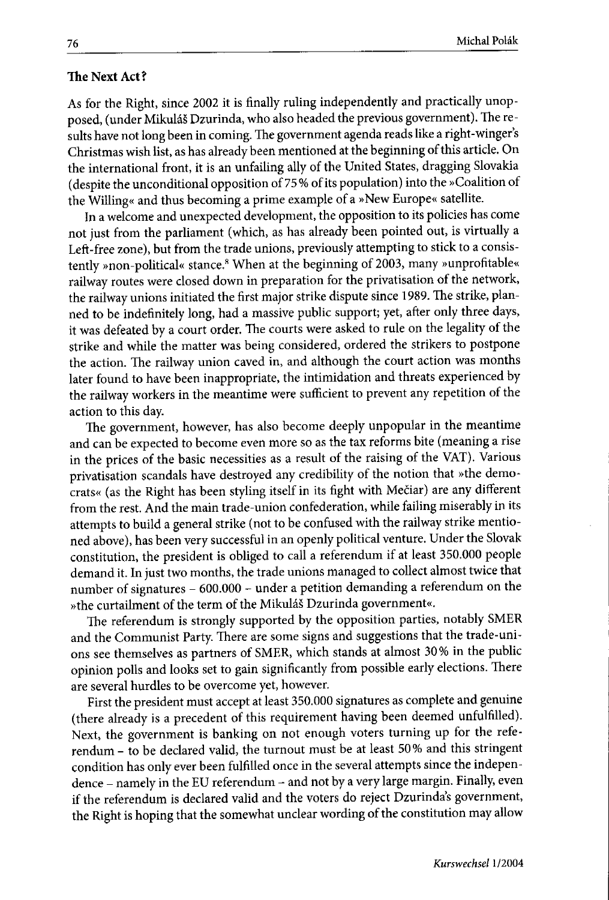## The Next Act?

As for the Right, since 2002 it is finally ruling independently and practically unopposed, (under Mikuláš Dzurinda, who also headed the previous government). The results have not long been in coming. The government agenda reads like a right-winger's Christmas wish list, as has already been mentioned at the beginning of this article. On the international front, it is an unfailing ally of the United States, dragging Slovakia (despite the unconditional opposition of 75 % of its population) into the »Coalition of the Willing« and thus becoming a prime example of a »New Europe« satellite.

In a welcome and unexpected development, the opposition to its policies has come not just from the parliament (which, as has already been pointed out, is virtually a Left-free zone), but from the trade unions, previously attempting to stick to a consistently »non-political« stance.[8] When at the beginning of 2003, many »unprofitable« railway routes were closed down in preparation for the privatisation of the network, the railway unions initiated the first major strike dispute since 1989. The strike, planned to be indefinitely long, had a massive public support; yet, after only three days, it was defeated by a court order. The courts were asked to rule on the legality of the strike and while the matter was being considered, ordered the strikers to postpone the action. The railway union caved in, and although the court action was months later found to have been inappropriate, the intimidation and threats experienced by the railway workers in the meantime were sufficient to prevent any repetition of the action to this day.

The government, however, has also become deeply unpopular in the meantime and can be expected to become even more so as the tax reforms bite (meaning a rise in the prices of the basic necessities as a result of the raising of the VAT). Various privatisation scandals have destroyed any credibility of the notion that »the democrats« (as the Right has been styling itself in its fight with Mečiar) are any different from the rest. And the main trade-union confederation, while failing miserably in its attempts to build a general strike (not to be confused with the railway strike mentioned above), has been very successful in an openly political venture. Under the Slovak constitution, the president is obliged to call a referendum if at least 350.000 people demand it. In just two months, the trade unions managed to collect almost twice that number of signatures – 600.000 – under a petition demanding a referendum on the »the curtailment of the term of the Mikuláš Dzurinda government«.

The referendum is strongly supported by the opposition parties, notably SMER and the Communist Party. There are some signs and suggestions that the trade-unions see themselves as partners of SMER, which stands at almost 30 % in the public opinion polls and looks set to gain significantly from possible early elections. There are several hurdles to be overcome yet, however.

First the president must accept at least 350.000 signatures as complete and genuine (there already is a precedent of this requirement having been deemed unfulfilled). Next, the government is banking on not enough voters turning up for the referendum – to be declared valid, the turnout must be at least 50 % and this stringent condition has only ever been fulfilled once in the several attempts since the independence – namely in the EU referendum – and not by a very large margin. Finally, even if the referendum is declared valid and the voters do reject Dzurinda's government, the Right is hoping that the somewhat unclear wording of the constitution may allow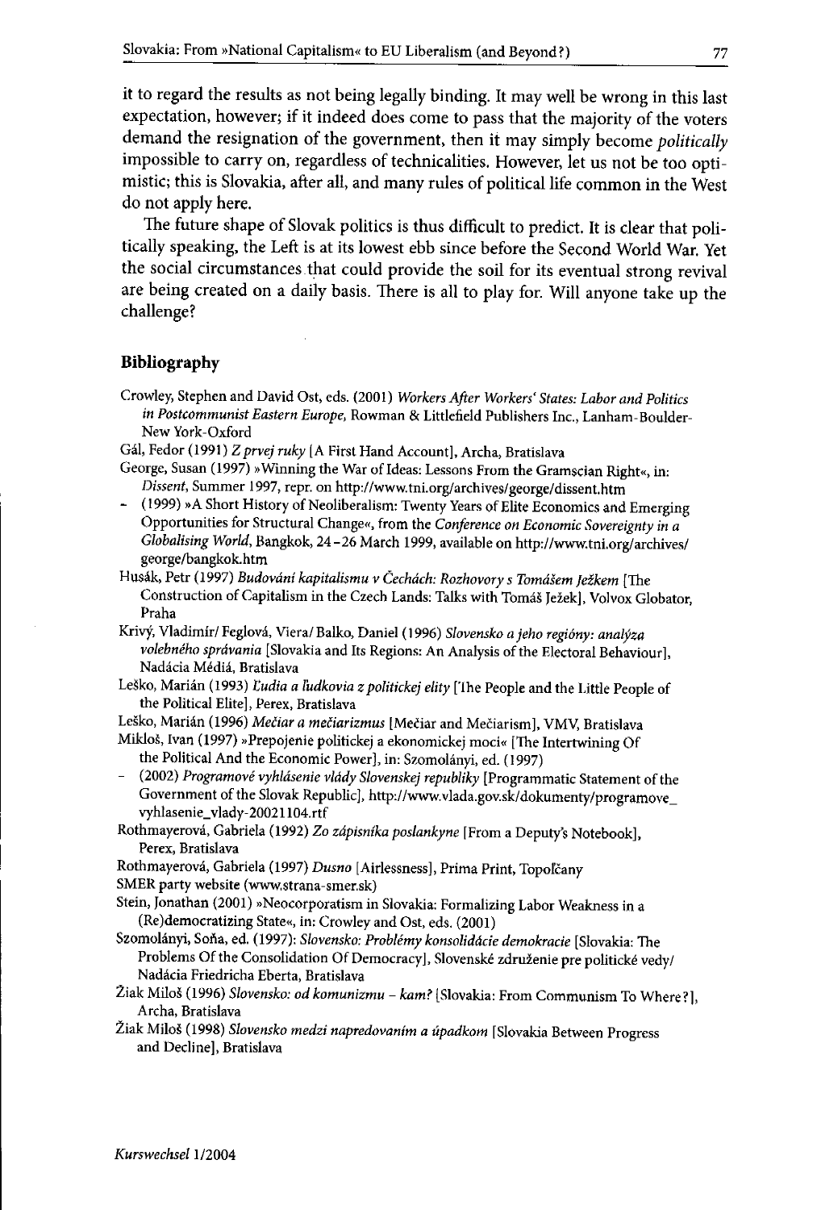it to regard the results as not being legally binding. It may well be wrong in this last expectation, however; if it indeed does come to pass that the majority of the voters demand the resignation of the government, then it may simply become *politically* impossible to carry on, regardless of technicalities. However, let us not be too optimistic; this is Slovakia, after all, and many rules of political life common in the West do not apply here.

The future shape of Slovak politics is thus difficult to predict. It is clear that politically speaking, the Left is at its lowest ebb since before the Second World War. Yet the social circumstances that could provide the soil for its eventual strong revival are being created on a daily basis. There is all to play for. Will anyone take up the challenge?

## Bibliography

Crowley, Stephen and David Ost, eds. (2001) *Workers After Workers' States: Labor and Politics in Postcommunist Eastern Europe*, Rowman & Littlefield Publishers Inc., Lanham-Boulder-New York-Oxford

Gál, Fedor (1991) *Z prvej ruky* [A First Hand Account], Archa, Bratislava

George, Susan (1997) »Winning the War of Ideas: Lessons From the Gramscian Right«, in: *Dissent*, Summer 1997, repr. on http://www.tni.org/archives/george/dissent.htm

- (1999) »A Short History of Neoliberalism: Twenty Years of Elite Economics and Emerging Opportunities for Structural Change«, from the *Conference on Economic Sovereignty in a Globalising World*, Bangkok, 24–26 March 1999, available on http://www.tni.org/archives/george/bangkok.htm

Husák, Petr (1997) *Budování kapitalismu v Čechách: Rozhovory s Tomášem Ježkem* [The Construction of Capitalism in the Czech Lands: Talks with Tomáš Ježek], Volvox Globator, Praha

Krivý, Vladimír/ Feglová, Viera/ Balko, Daniel (1996) *Slovensko a jeho regióny: analýza volebného správania* [Slovakia and Its Regions: An Analysis of the Electoral Behaviour], Nadácia Médiá, Bratislava

Leško, Marián (1993) *Ľudia a ľudkovia z politickej elity* [The People and the Little People of the Political Elite], Perex, Bratislava

Leško, Marián (1996) *Mečiar a mečiarizmus* [Mečiar and Mečiarism], VMV, Bratislava

Mikloš, Ivan (1997) »Prepojenie politickej a ekonomickej moci« [The Intertwining Of the Political And the Economic Power], in: Szomolányi, ed. (1997)

- (2002) *Programové vyhlásenie vlády Slovenskej republiky* [Programmatic Statement of the Government of the Slovak Republic], http://www.vlada.gov.sk/dokumenty/programove_vyhlasenie_vlady-20021104.rtf

Rothmayerová, Gabriela (1992) *Zo zápisníka poslankyne* [From a Deputy's Notebook], Perex, Bratislava

Rothmayerová, Gabriela (1997) *Dusno* [Airlessness], Prima Print, Topoľčany

SMER party website (www.strana-smer.sk)

Stein, Jonathan (2001) »Neocorporatism in Slovakia: Formalizing Labor Weakness in a (Re)democratizing State«, in: Crowley and Ost, eds. (2001)

Szomolányi, Soňa, ed. (1997): *Slovensko: Problémy konsolidácie demokracie* [Slovakia: The Problems Of the Consolidation Of Democracy], Slovenské združenie pre politické vedy/ Nadácia Friedricha Eberta, Bratislava

Žiak Miloš (1996) *Slovensko: od komunizmu – kam?* [Slovakia: From Communism To Where?], Archa, Bratislava

Žiak Miloš (1998) *Slovensko medzi napredovaním a úpadkom* [Slovakia Between Progress and Decline], Bratislava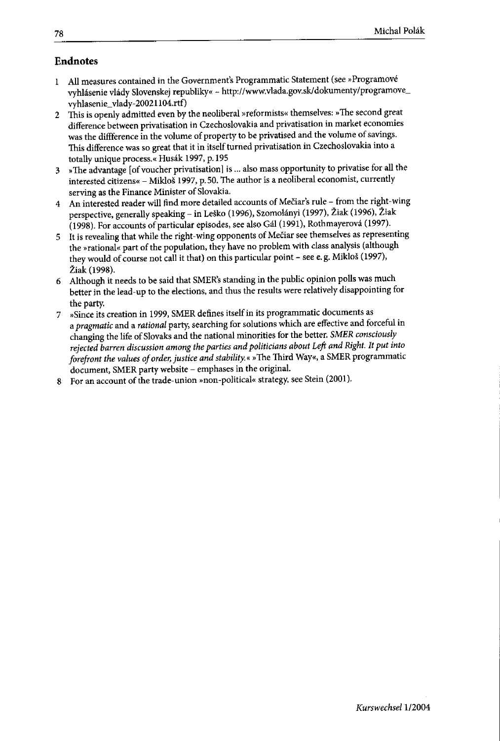## Endnotes

1. All measures contained in the Government's Programmatic Statement (see »Programové vyhlásenie vlády Slovenskej republiky« – http://www.vlada.gov.sk/dokumenty/programove_vyhlasenie_vlady-20021104.rtf)
2. This is openly admitted even by the neoliberal »reformists« themselves: »The second great difference between privatisation in Czechoslovakia and privatisation in market economies was the diffference in the volume of property to be privatised and the volume of savings. This difference was so great that it in itself turned privatisation in Czechoslovakia into a totally unique process.« Husák 1997, p. 195
3. »The advantage [of voucher privatisation] is ... also mass opportunity to privatise for all the interested citizens« – Mikloš 1997, p. 50. The author is a neoliberal economist, currently serving as the Finance Minister of Slovakia.
4. An interested reader will find more detailed accounts of Mečiar's rule – from the right-wing perspective, generally speaking – in Leško (1996), Szomolányi (1997), Žiak (1996), Žiak (1998). For accounts of particular episodes, see also Gál (1991), Rothmayerová (1997).
5. It is revealing that while the right-wing opponents of Mečiar see themselves as representing the »rational« part of the population, they have no problem with class analysis (although they would of course not call it that) on this particular point – see e. g. Mikloš (1997), Žiak (1998).
6. Although it needs to be said that SMER's standing in the public opinion polls was much better in the lead-up to the elections, and thus the results were relatively disappointing for the party.
7. »Since its creation in 1999, SMER defines itself in its programmatic documents as a *pragmatic* and a *rational* party, searching for solutions which are effective and forceful in changing the life of Slovaks and the national minorities for the better. *SMER consciously rejected barren discussion among the parties and politicians about Left and Right. It put into forefront the values of order, justice and stability.*« »The Third Way«, a SMER programmatic document, SMER party website – emphases in the original.
8. For an account of the trade-union »non-political« strategy, see Stein (2001).